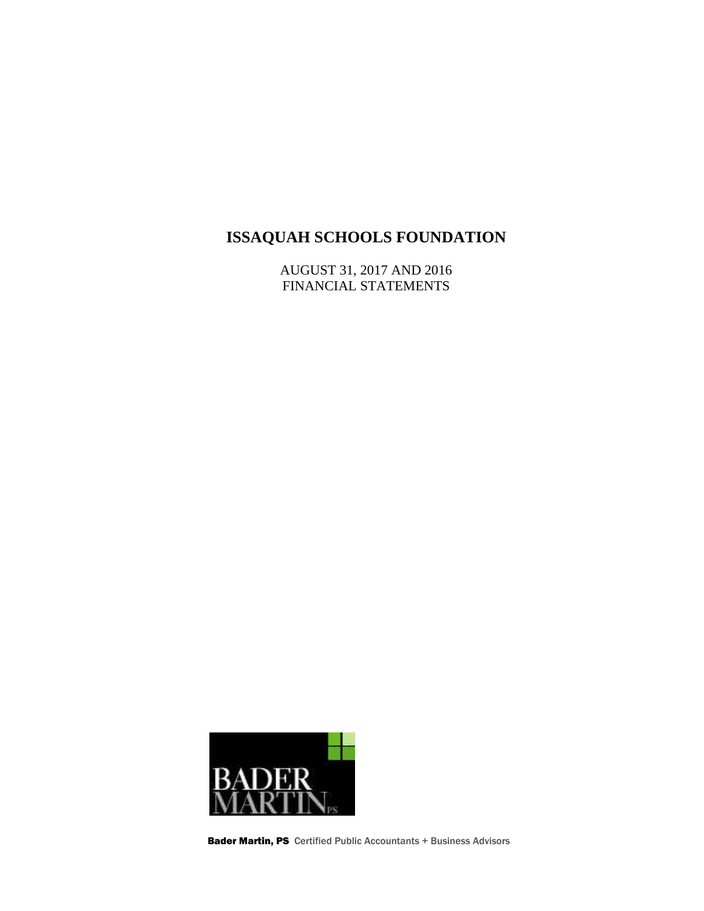# ISSAQUAH SCHOOLS FOUNDATION

AUGUST 31, 2017 AND 2016
FINANCIAL STATEMENTS

BADER MARTIN PS

**Bader Martin, PS** Certified Public Accountants + Business Advisors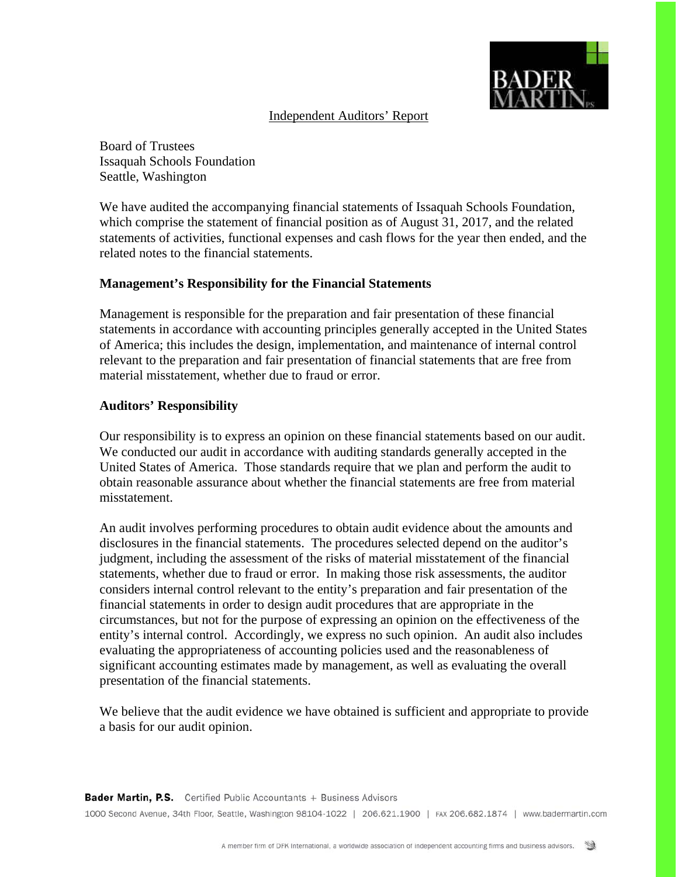BADER MARTIN P.S.

## Independent Auditors' Report

Board of Trustees
Issaquah Schools Foundation
Seattle, Washington

We have audited the accompanying financial statements of Issaquah Schools Foundation, which comprise the statement of financial position as of August 31, 2017, and the related statements of activities, functional expenses and cash flows for the year then ended, and the related notes to the financial statements.

### Management's Responsibility for the Financial Statements

Management is responsible for the preparation and fair presentation of these financial statements in accordance with accounting principles generally accepted in the United States of America; this includes the design, implementation, and maintenance of internal control relevant to the preparation and fair presentation of financial statements that are free from material misstatement, whether due to fraud or error.

### Auditors' Responsibility

Our responsibility is to express an opinion on these financial statements based on our audit. We conducted our audit in accordance with auditing standards generally accepted in the United States of America. Those standards require that we plan and perform the audit to obtain reasonable assurance about whether the financial statements are free from material misstatement.

An audit involves performing procedures to obtain audit evidence about the amounts and disclosures in the financial statements. The procedures selected depend on the auditor's judgment, including the assessment of the risks of material misstatement of the financial statements, whether due to fraud or error. In making those risk assessments, the auditor considers internal control relevant to the entity's preparation and fair presentation of the financial statements in order to design audit procedures that are appropriate in the circumstances, but not for the purpose of expressing an opinion on the effectiveness of the entity's internal control. Accordingly, we express no such opinion. An audit also includes evaluating the appropriateness of accounting policies used and the reasonableness of significant accounting estimates made by management, as well as evaluating the overall presentation of the financial statements.

We believe that the audit evidence we have obtained is sufficient and appropriate to provide a basis for our audit opinion.

**Bader Martin, P.S.** Certified Public Accountants + Business Advisors
1000 Second Avenue, 34th Floor, Seattle, Washington 98104-1022 | 206.621.1900 | FAX 206.682.1874 | www.badermartin.com

A member firm of DFK International, a worldwide association of independent accounting firms and business advisors.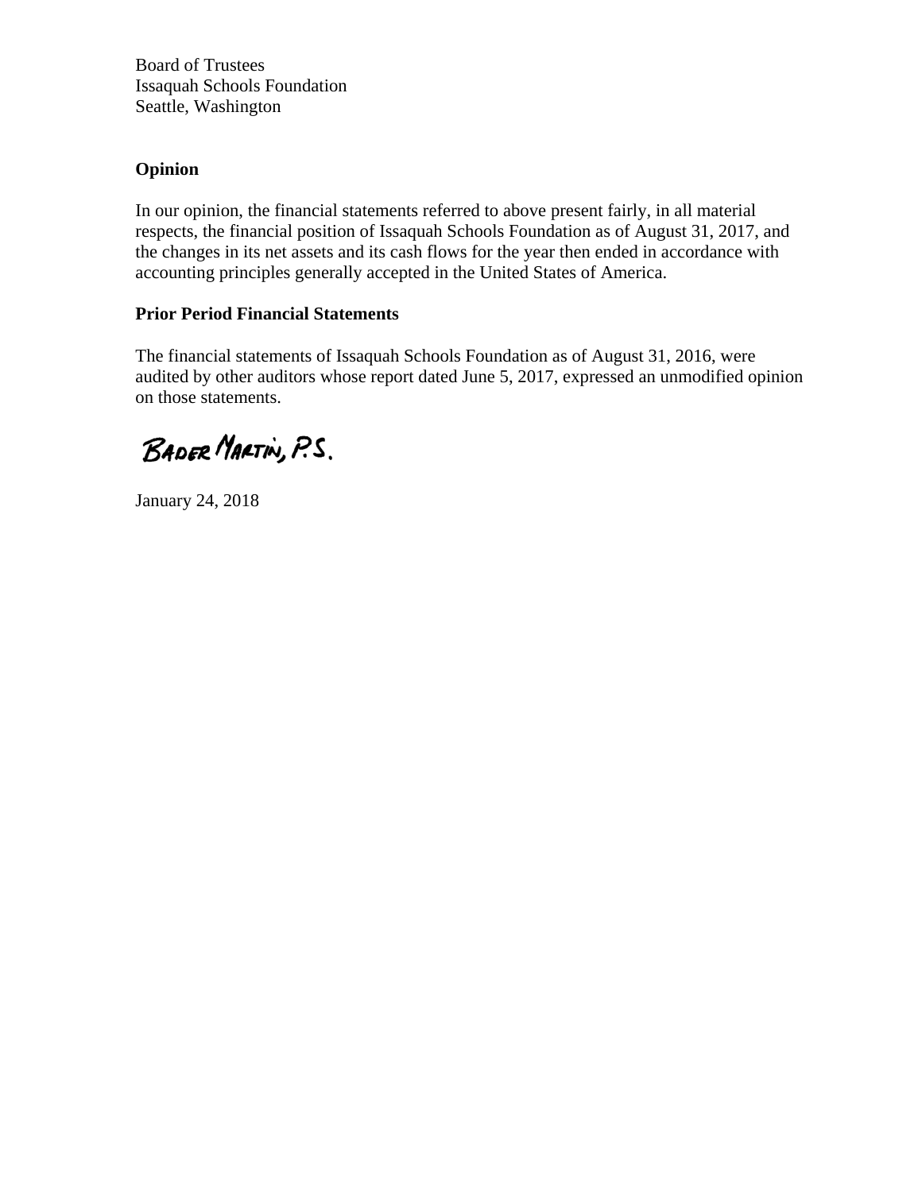Board of Trustees
Issaquah Schools Foundation
Seattle, Washington

**Opinion**

In our opinion, the financial statements referred to above present fairly, in all material respects, the financial position of Issaquah Schools Foundation as of August 31, 2017, and the changes in its net assets and its cash flows for the year then ended in accordance with accounting principles generally accepted in the United States of America.

**Prior Period Financial Statements**

The financial statements of Issaquah Schools Foundation as of August 31, 2016, were audited by other auditors whose report dated June 5, 2017, expressed an unmodified opinion on those statements.

BADER MARTIN, P.S.

January 24, 2018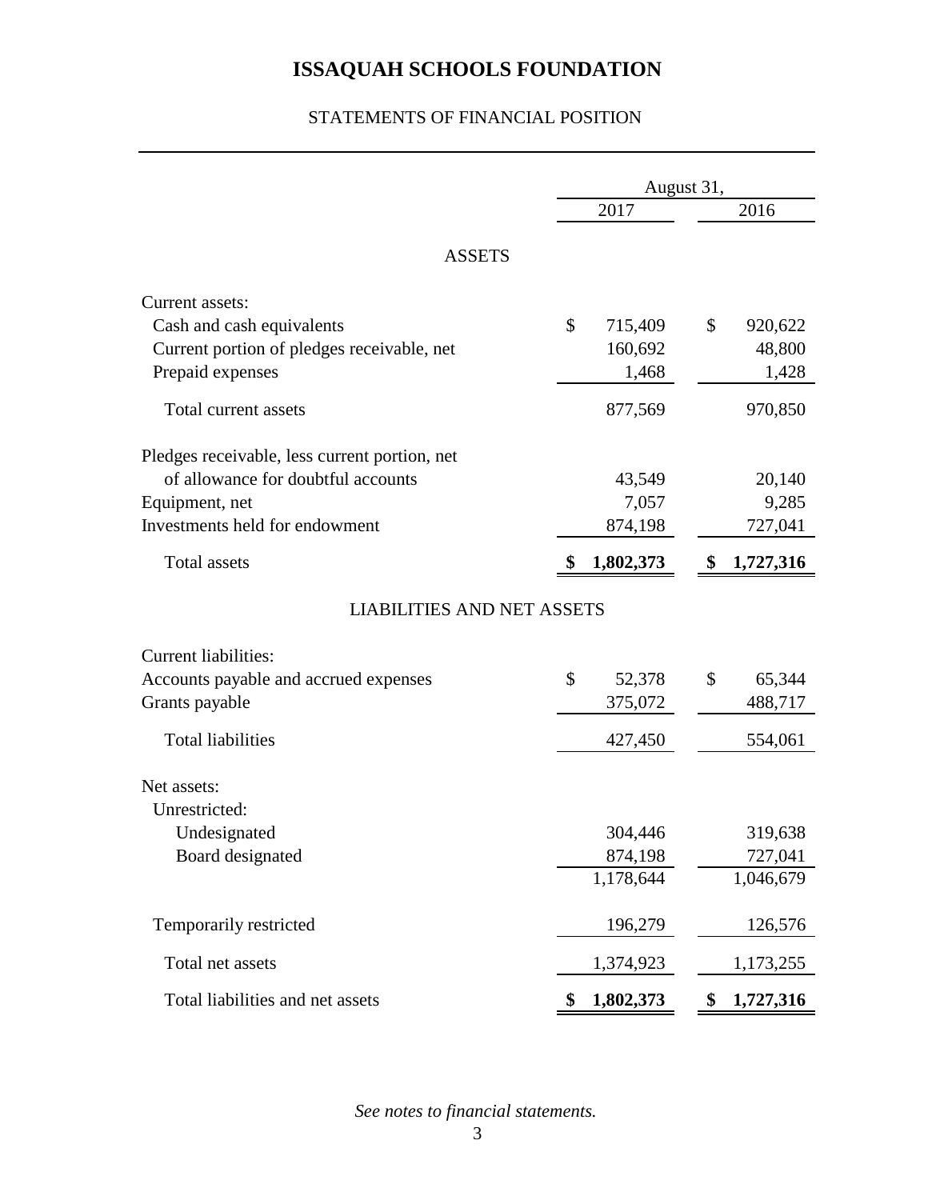# ISSAQUAH SCHOOLS FOUNDATION

## STATEMENTS OF FINANCIAL POSITION

| | August 31, 2017 | August 31, 2016 |
|---|---|---|
| **ASSETS** | | |
| Current assets: | | |
| Cash and cash equivalents | $ 715,409 | $ 920,622 |
| Current portion of pledges receivable, net | 160,692 | 48,800 |
| Prepaid expenses | 1,468 | 1,428 |
| Total current assets | 877,569 | 970,850 |
| Pledges receivable, less current portion, net of allowance for doubtful accounts | 43,549 | 20,140 |
| Equipment, net | 7,057 | 9,285 |
| Investments held for endowment | 874,198 | 727,041 |
| Total assets | **$ 1,802,373** | **$ 1,727,316** |
| **LIABILITIES AND NET ASSETS** | | |
| Current liabilities: | | |
| Accounts payable and accrued expenses | $ 52,378 | $ 65,344 |
| Grants payable | 375,072 | 488,717 |
| Total liabilities | 427,450 | 554,061 |
| Net assets: | | |
| Unrestricted: | | |
| Undesignated | 304,446 | 319,638 |
| Board designated | 874,198 | 727,041 |
| | 1,178,644 | 1,046,679 |
| Temporarily restricted | 196,279 | 126,576 |
| Total net assets | 1,374,923 | 1,173,255 |
| Total liabilities and net assets | **$ 1,802,373** | **$ 1,727,316** |

*See notes to financial statements.*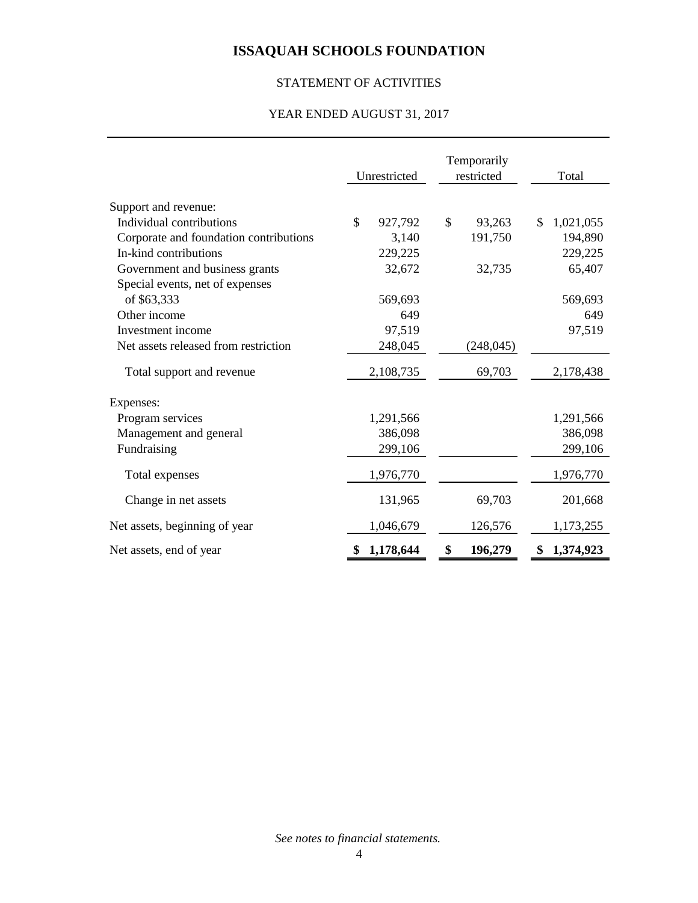# ISSAQUAH SCHOOLS FOUNDATION

## STATEMENT OF ACTIVITIES

## YEAR ENDED AUGUST 31, 2017

| | Unrestricted | Temporarily restricted | Total |
|---|---|---|---|
| Support and revenue: | | | |
| Individual contributions | $ 927,792 | $ 93,263 | $ 1,021,055 |
| Corporate and foundation contributions | 3,140 | 191,750 | 194,890 |
| In-kind contributions | 229,225 | | 229,225 |
| Government and business grants | 32,672 | 32,735 | 65,407 |
| Special events, net of expenses of $63,333 | 569,693 | | 569,693 |
| Other income | 649 | | 649 |
| Investment income | 97,519 | | 97,519 |
| Net assets released from restriction | 248,045 | (248,045) | |
| Total support and revenue | 2,108,735 | 69,703 | 2,178,438 |
| Expenses: | | | |
| Program services | 1,291,566 | | 1,291,566 |
| Management and general | 386,098 | | 386,098 |
| Fundraising | 299,106 | | 299,106 |
| Total expenses | 1,976,770 | | 1,976,770 |
| Change in net assets | 131,965 | 69,703 | 201,668 |
| Net assets, beginning of year | 1,046,679 | 126,576 | 1,173,255 |
| Net assets, end of year | **$ 1,178,644** | **$ 196,279** | **$ 1,374,923** |

*See notes to financial statements.*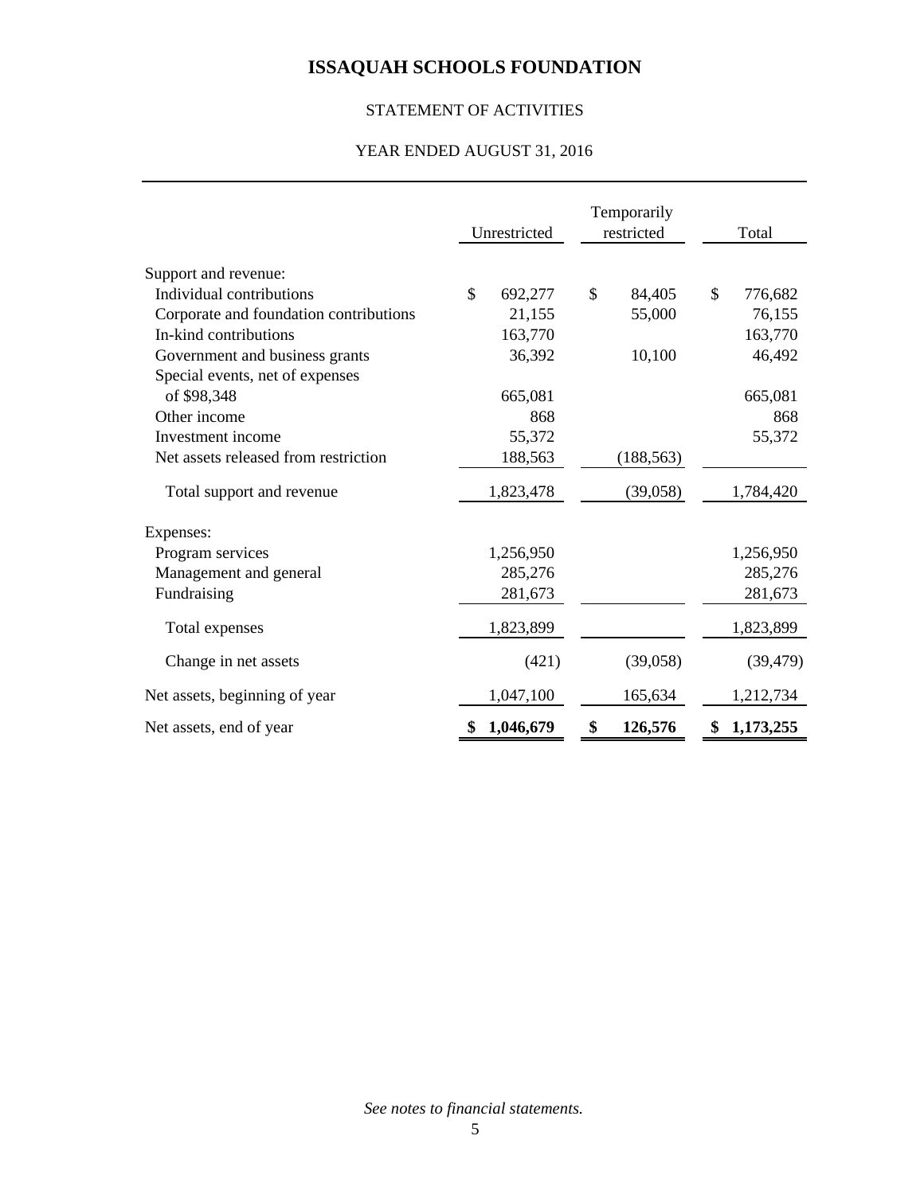# ISSAQUAH SCHOOLS FOUNDATION

STATEMENT OF ACTIVITIES

YEAR ENDED AUGUST 31, 2016

| | Unrestricted | Temporarily restricted | Total |
|---|---|---|---|
| Support and revenue: | | | |
| Individual contributions | $ 692,277 | $ 84,405 | $ 776,682 |
| Corporate and foundation contributions | 21,155 | 55,000 | 76,155 |
| In-kind contributions | 163,770 | | 163,770 |
| Government and business grants | 36,392 | 10,100 | 46,492 |
| Special events, net of expenses of $98,348 | 665,081 | | 665,081 |
| Other income | 868 | | 868 |
| Investment income | 55,372 | | 55,372 |
| Net assets released from restriction | 188,563 | (188,563) | |
| Total support and revenue | 1,823,478 | (39,058) | 1,784,420 |
| Expenses: | | | |
| Program services | 1,256,950 | | 1,256,950 |
| Management and general | 285,276 | | 285,276 |
| Fundraising | 281,673 | | 281,673 |
| Total expenses | 1,823,899 | | 1,823,899 |
| Change in net assets | (421) | (39,058) | (39,479) |
| Net assets, beginning of year | 1,047,100 | 165,634 | 1,212,734 |
| Net assets, end of year | **$ 1,046,679** | **$ 126,576** | **$ 1,173,255** |

*See notes to financial statements.*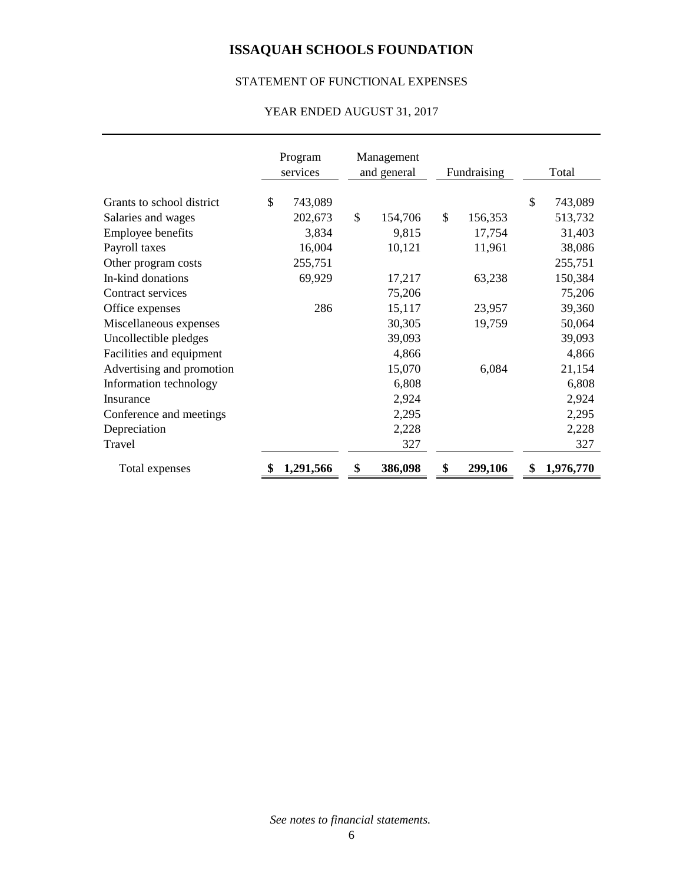# ISSAQUAH SCHOOLS FOUNDATION

## STATEMENT OF FUNCTIONAL EXPENSES

### YEAR ENDED AUGUST 31, 2017

| | Program services | Management and general | Fundraising | Total |
|---|---|---|---|---|
| Grants to school district | $ 743,089 | | | $ 743,089 |
| Salaries and wages | 202,673 | $ 154,706 | $ 156,353 | 513,732 |
| Employee benefits | 3,834 | 9,815 | 17,754 | 31,403 |
| Payroll taxes | 16,004 | 10,121 | 11,961 | 38,086 |
| Other program costs | 255,751 | | | 255,751 |
| In-kind donations | 69,929 | 17,217 | 63,238 | 150,384 |
| Contract services | | 75,206 | | 75,206 |
| Office expenses | 286 | 15,117 | 23,957 | 39,360 |
| Miscellaneous expenses | | 30,305 | 19,759 | 50,064 |
| Uncollectible pledges | | 39,093 | | 39,093 |
| Facilities and equipment | | 4,866 | | 4,866 |
| Advertising and promotion | | 15,070 | 6,084 | 21,154 |
| Information technology | | 6,808 | | 6,808 |
| Insurance | | 2,924 | | 2,924 |
| Conference and meetings | | 2,295 | | 2,295 |
| Depreciation | | 2,228 | | 2,228 |
| Travel | | 327 | | 327 |
| Total expenses | **$ 1,291,566** | **$ 386,098** | **$ 299,106** | **$ 1,976,770** |

*See notes to financial statements.*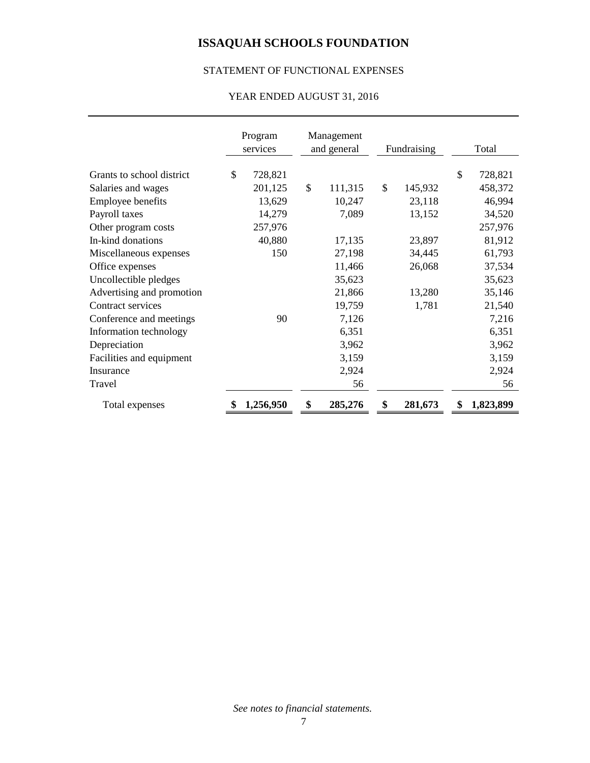# ISSAQUAH SCHOOLS FOUNDATION

STATEMENT OF FUNCTIONAL EXPENSES

YEAR ENDED AUGUST 31, 2016

| | Program services | Management and general | Fundraising | Total |
|---|---|---|---|---|
| Grants to school district | $ 728,821 | | | $ 728,821 |
| Salaries and wages | 201,125 | $ 111,315 | $ 145,932 | 458,372 |
| Employee benefits | 13,629 | 10,247 | 23,118 | 46,994 |
| Payroll taxes | 14,279 | 7,089 | 13,152 | 34,520 |
| Other program costs | 257,976 | | | 257,976 |
| In-kind donations | 40,880 | 17,135 | 23,897 | 81,912 |
| Miscellaneous expenses | 150 | 27,198 | 34,445 | 61,793 |
| Office expenses | | 11,466 | 26,068 | 37,534 |
| Uncollectible pledges | | 35,623 | | 35,623 |
| Advertising and promotion | | 21,866 | 13,280 | 35,146 |
| Contract services | | 19,759 | 1,781 | 21,540 |
| Conference and meetings | 90 | 7,126 | | 7,216 |
| Information technology | | 6,351 | | 6,351 |
| Depreciation | | 3,962 | | 3,962 |
| Facilities and equipment | | 3,159 | | 3,159 |
| Insurance | | 2,924 | | 2,924 |
| Travel | | 56 | | 56 |
| Total expenses | **$ 1,256,950** | **$ 285,276** | **$ 281,673** | **$ 1,823,899** |

*See notes to financial statements.*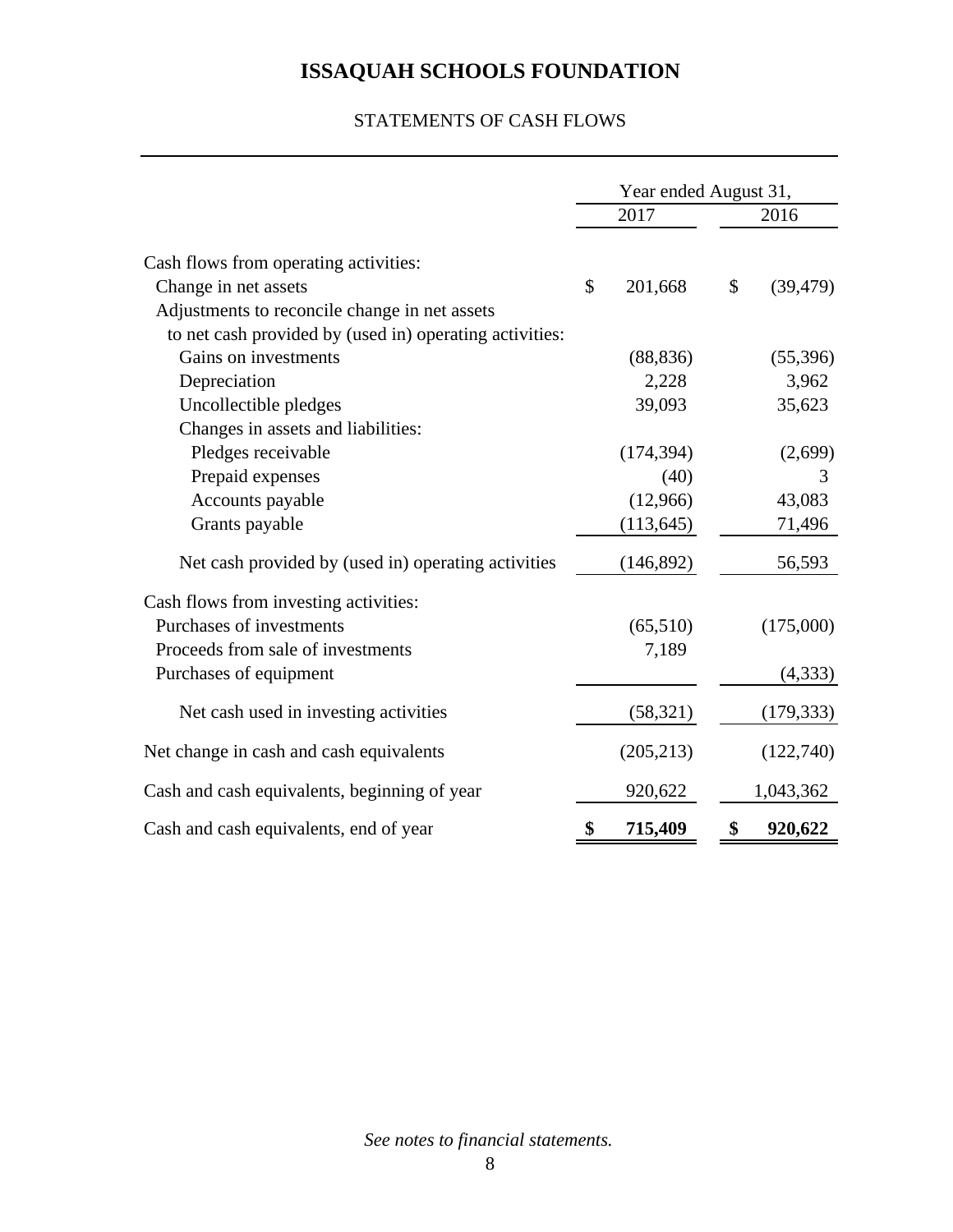# ISSAQUAH SCHOOLS FOUNDATION

## STATEMENTS OF CASH FLOWS

| | Year ended August 31, | |
|---|---|---|
| | 2017 | 2016 |
| Cash flows from operating activities: | | |
| Change in net assets | $ 201,668 | $ (39,479) |
| Adjustments to reconcile change in net assets to net cash provided by (used in) operating activities: | | |
| Gains on investments | (88,836) | (55,396) |
| Depreciation | 2,228 | 3,962 |
| Uncollectible pledges | 39,093 | 35,623 |
| Changes in assets and liabilities: | | |
| Pledges receivable | (174,394) | (2,699) |
| Prepaid expenses | (40) | 3 |
| Accounts payable | (12,966) | 43,083 |
| Grants payable | (113,645) | 71,496 |
| Net cash provided by (used in) operating activities | (146,892) | 56,593 |
| Cash flows from investing activities: | | |
| Purchases of investments | (65,510) | (175,000) |
| Proceeds from sale of investments | 7,189 | |
| Purchases of equipment | | (4,333) |
| Net cash used in investing activities | (58,321) | (179,333) |
| Net change in cash and cash equivalents | (205,213) | (122,740) |
| Cash and cash equivalents, beginning of year | 920,622 | 1,043,362 |
| Cash and cash equivalents, end of year | **$ 715,409** | **$ 920,622** |

*See notes to financial statements.*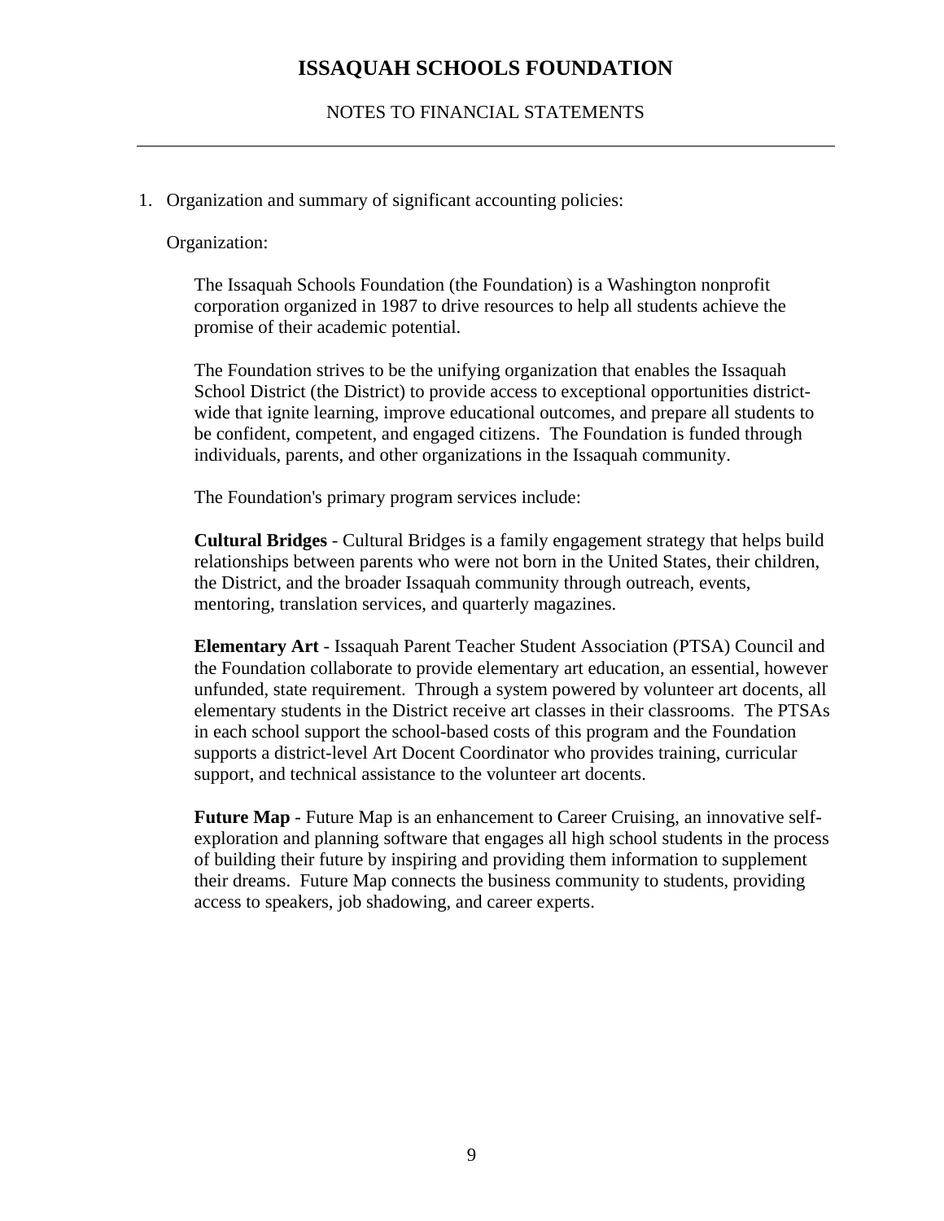# ISSAQUAH SCHOOLS FOUNDATION

NOTES TO FINANCIAL STATEMENTS

1. Organization and summary of significant accounting policies:

   Organization:

   The Issaquah Schools Foundation (the Foundation) is a Washington nonprofit corporation organized in 1987 to drive resources to help all students achieve the promise of their academic potential.

   The Foundation strives to be the unifying organization that enables the Issaquah School District (the District) to provide access to exceptional opportunities district-wide that ignite learning, improve educational outcomes, and prepare all students to be confident, competent, and engaged citizens. The Foundation is funded through individuals, parents, and other organizations in the Issaquah community.

   The Foundation's primary program services include:

   **Cultural Bridges** - Cultural Bridges is a family engagement strategy that helps build relationships between parents who were not born in the United States, their children, the District, and the broader Issaquah community through outreach, events, mentoring, translation services, and quarterly magazines.

   **Elementary Art** - Issaquah Parent Teacher Student Association (PTSA) Council and the Foundation collaborate to provide elementary art education, an essential, however unfunded, state requirement. Through a system powered by volunteer art docents, all elementary students in the District receive art classes in their classrooms. The PTSAs in each school support the school-based costs of this program and the Foundation supports a district-level Art Docent Coordinator who provides training, curricular support, and technical assistance to the volunteer art docents.

   **Future Map** - Future Map is an enhancement to Career Cruising, an innovative self-exploration and planning software that engages all high school students in the process of building their future by inspiring and providing them information to supplement their dreams. Future Map connects the business community to students, providing access to speakers, job shadowing, and career experts.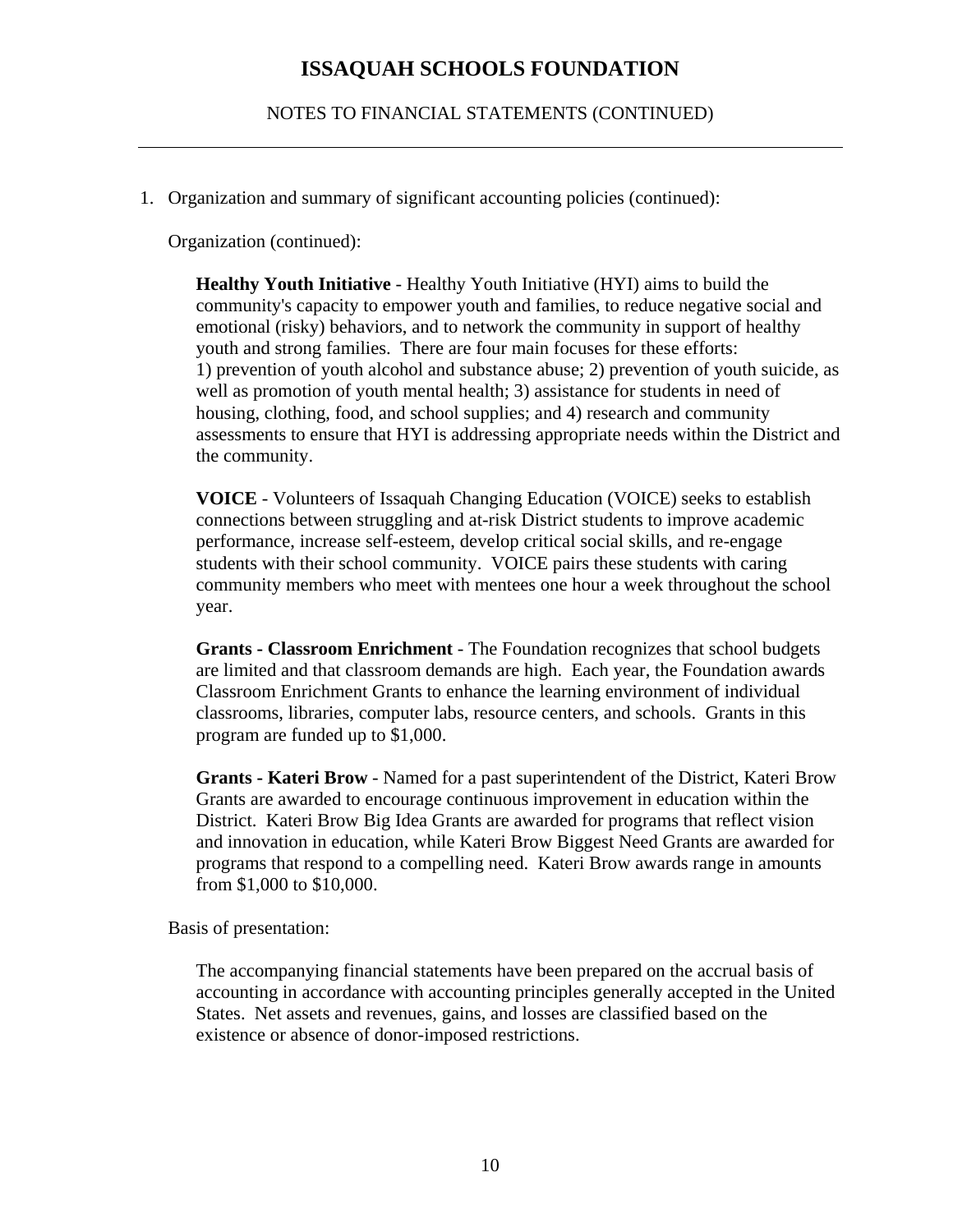# ISSAQUAH SCHOOLS FOUNDATION

NOTES TO FINANCIAL STATEMENTS (CONTINUED)

---

1. Organization and summary of significant accounting policies (continued):

   Organization (continued):

   **Healthy Youth Initiative** - Healthy Youth Initiative (HYI) aims to build the community's capacity to empower youth and families, to reduce negative social and emotional (risky) behaviors, and to network the community in support of healthy youth and strong families. There are four main focuses for these efforts: 1) prevention of youth alcohol and substance abuse; 2) prevention of youth suicide, as well as promotion of youth mental health; 3) assistance for students in need of housing, clothing, food, and school supplies; and 4) research and community assessments to ensure that HYI is addressing appropriate needs within the District and the community.

   **VOICE** - Volunteers of Issaquah Changing Education (VOICE) seeks to establish connections between struggling and at-risk District students to improve academic performance, increase self-esteem, develop critical social skills, and re-engage students with their school community. VOICE pairs these students with caring community members who meet with mentees one hour a week throughout the school year.

   **Grants - Classroom Enrichment** - The Foundation recognizes that school budgets are limited and that classroom demands are high. Each year, the Foundation awards Classroom Enrichment Grants to enhance the learning environment of individual classrooms, libraries, computer labs, resource centers, and schools. Grants in this program are funded up to $1,000.

   **Grants - Kateri Brow** - Named for a past superintendent of the District, Kateri Brow Grants are awarded to encourage continuous improvement in education within the District. Kateri Brow Big Idea Grants are awarded for programs that reflect vision and innovation in education, while Kateri Brow Biggest Need Grants are awarded for programs that respond to a compelling need. Kateri Brow awards range in amounts from $1,000 to $10,000.

   Basis of presentation:

   The accompanying financial statements have been prepared on the accrual basis of accounting in accordance with accounting principles generally accepted in the United States. Net assets and revenues, gains, and losses are classified based on the existence or absence of donor-imposed restrictions.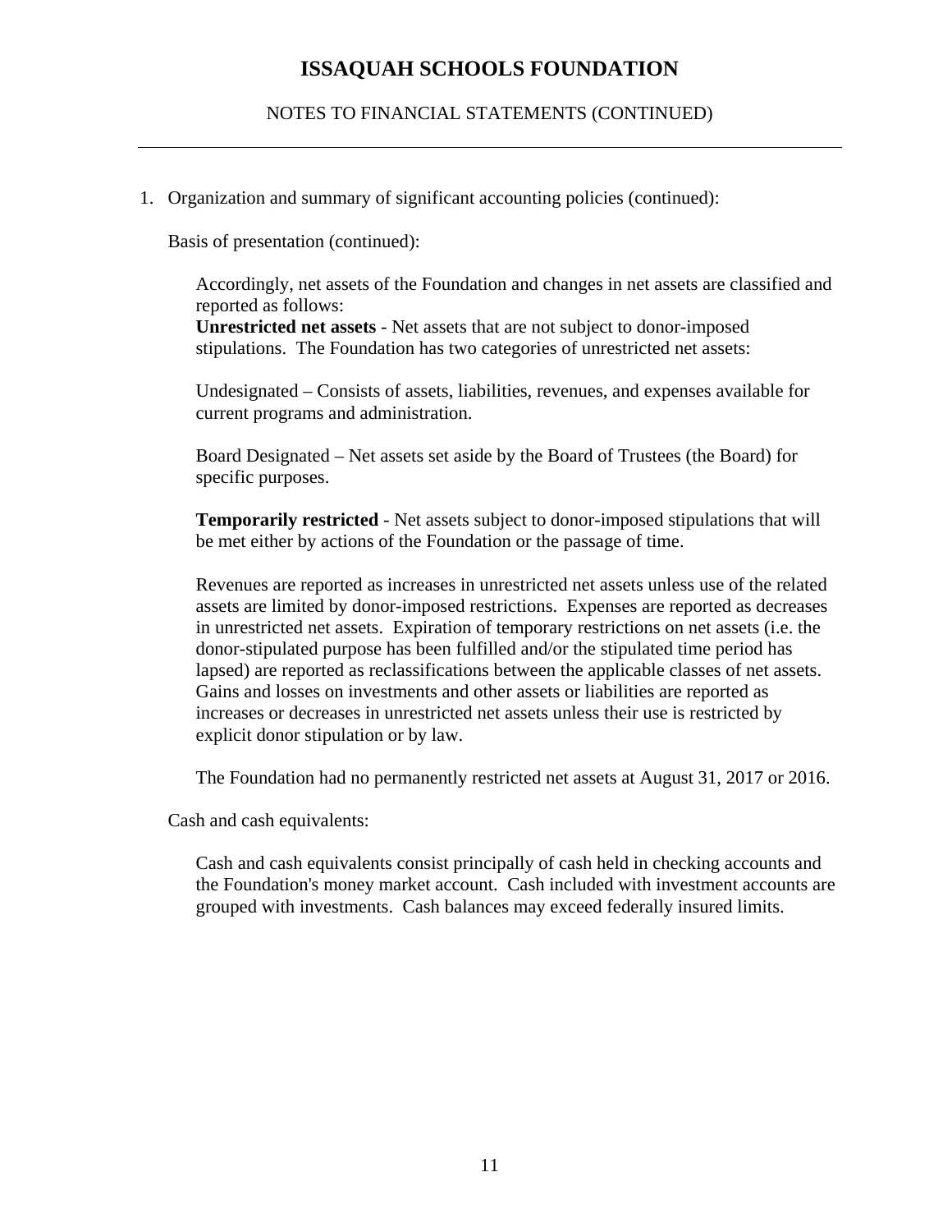# ISSAQUAH SCHOOLS FOUNDATION

NOTES TO FINANCIAL STATEMENTS (CONTINUED)

1. Organization and summary of significant accounting policies (continued):

Basis of presentation (continued):

Accordingly, net assets of the Foundation and changes in net assets are classified and reported as follows:
**Unrestricted net assets** - Net assets that are not subject to donor-imposed stipulations. The Foundation has two categories of unrestricted net assets:

Undesignated – Consists of assets, liabilities, revenues, and expenses available for current programs and administration.

Board Designated – Net assets set aside by the Board of Trustees (the Board) for specific purposes.

**Temporarily restricted** - Net assets subject to donor-imposed stipulations that will be met either by actions of the Foundation or the passage of time.

Revenues are reported as increases in unrestricted net assets unless use of the related assets are limited by donor-imposed restrictions. Expenses are reported as decreases in unrestricted net assets. Expiration of temporary restrictions on net assets (i.e. the donor-stipulated purpose has been fulfilled and/or the stipulated time period has lapsed) are reported as reclassifications between the applicable classes of net assets. Gains and losses on investments and other assets or liabilities are reported as increases or decreases in unrestricted net assets unless their use is restricted by explicit donor stipulation or by law.

The Foundation had no permanently restricted net assets at August 31, 2017 or 2016.

Cash and cash equivalents:

Cash and cash equivalents consist principally of cash held in checking accounts and the Foundation's money market account. Cash included with investment accounts are grouped with investments. Cash balances may exceed federally insured limits.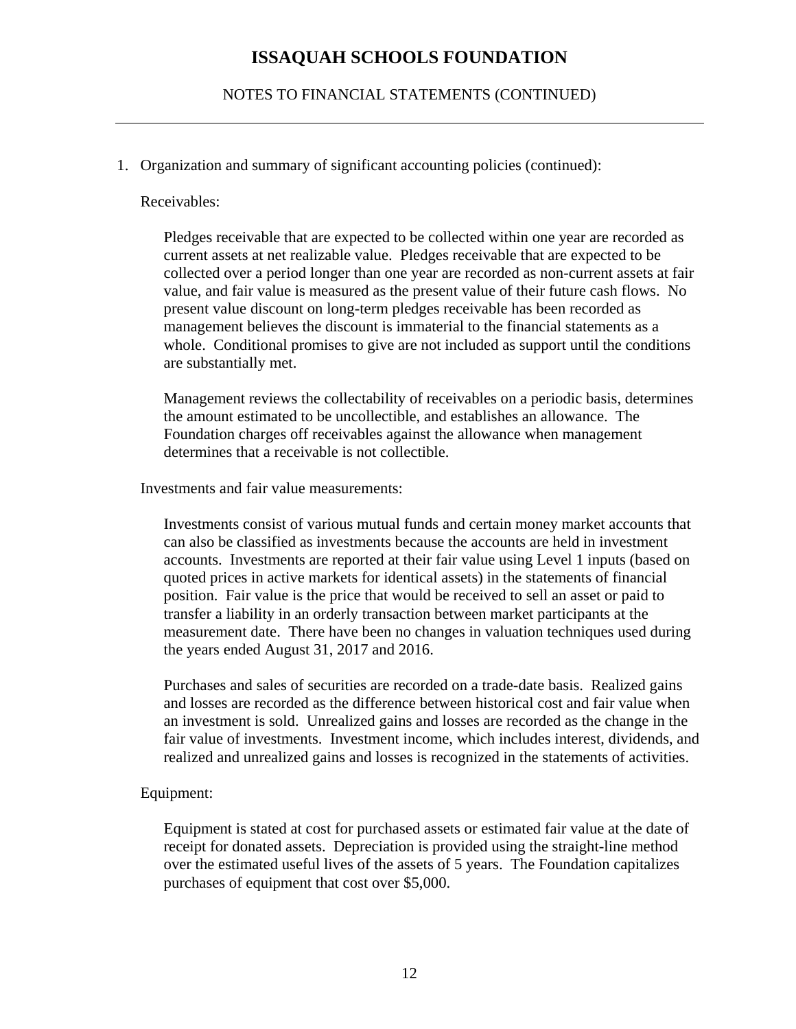# ISSAQUAH SCHOOLS FOUNDATION

## NOTES TO FINANCIAL STATEMENTS (CONTINUED)

1. Organization and summary of significant accounting policies (continued):

   Receivables:

   Pledges receivable that are expected to be collected within one year are recorded as current assets at net realizable value. Pledges receivable that are expected to be collected over a period longer than one year are recorded as non-current assets at fair value, and fair value is measured as the present value of their future cash flows. No present value discount on long-term pledges receivable has been recorded as management believes the discount is immaterial to the financial statements as a whole. Conditional promises to give are not included as support until the conditions are substantially met.

   Management reviews the collectability of receivables on a periodic basis, determines the amount estimated to be uncollectible, and establishes an allowance. The Foundation charges off receivables against the allowance when management determines that a receivable is not collectible.

   Investments and fair value measurements:

   Investments consist of various mutual funds and certain money market accounts that can also be classified as investments because the accounts are held in investment accounts. Investments are reported at their fair value using Level 1 inputs (based on quoted prices in active markets for identical assets) in the statements of financial position. Fair value is the price that would be received to sell an asset or paid to transfer a liability in an orderly transaction between market participants at the measurement date. There have been no changes in valuation techniques used during the years ended August 31, 2017 and 2016.

   Purchases and sales of securities are recorded on a trade-date basis. Realized gains and losses are recorded as the difference between historical cost and fair value when an investment is sold. Unrealized gains and losses are recorded as the change in the fair value of investments. Investment income, which includes interest, dividends, and realized and unrealized gains and losses is recognized in the statements of activities.

   Equipment:

   Equipment is stated at cost for purchased assets or estimated fair value at the date of receipt for donated assets. Depreciation is provided using the straight-line method over the estimated useful lives of the assets of 5 years. The Foundation capitalizes purchases of equipment that cost over $5,000.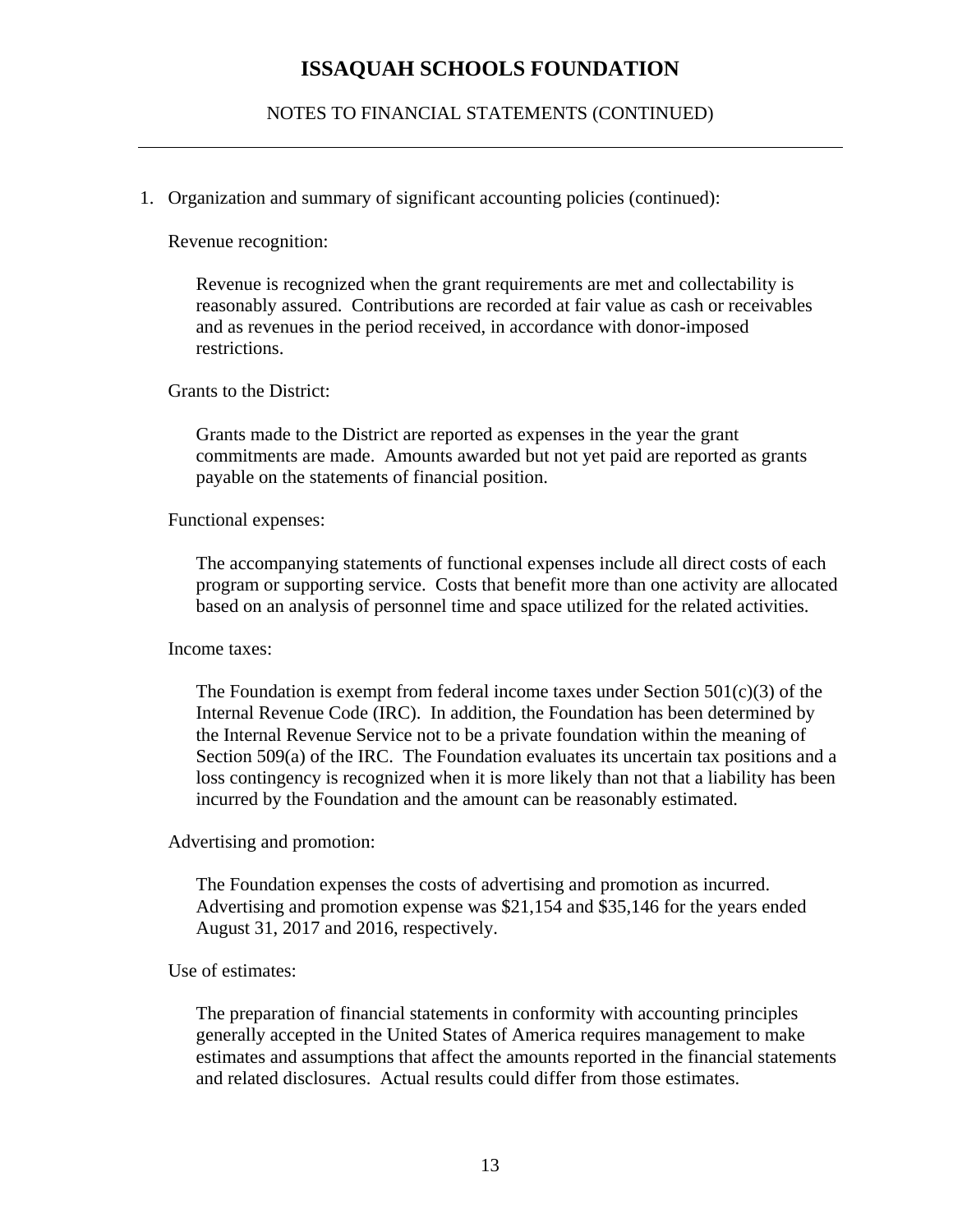# ISSAQUAH SCHOOLS FOUNDATION

## NOTES TO FINANCIAL STATEMENTS (CONTINUED)

1. Organization and summary of significant accounting policies (continued):

Revenue recognition:

Revenue is recognized when the grant requirements are met and collectability is reasonably assured. Contributions are recorded at fair value as cash or receivables and as revenues in the period received, in accordance with donor-imposed restrictions.

Grants to the District:

Grants made to the District are reported as expenses in the year the grant commitments are made. Amounts awarded but not yet paid are reported as grants payable on the statements of financial position.

Functional expenses:

The accompanying statements of functional expenses include all direct costs of each program or supporting service. Costs that benefit more than one activity are allocated based on an analysis of personnel time and space utilized for the related activities.

Income taxes:

The Foundation is exempt from federal income taxes under Section 501(c)(3) of the Internal Revenue Code (IRC). In addition, the Foundation has been determined by the Internal Revenue Service not to be a private foundation within the meaning of Section 509(a) of the IRC. The Foundation evaluates its uncertain tax positions and a loss contingency is recognized when it is more likely than not that a liability has been incurred by the Foundation and the amount can be reasonably estimated.

Advertising and promotion:

The Foundation expenses the costs of advertising and promotion as incurred. Advertising and promotion expense was $21,154 and $35,146 for the years ended August 31, 2017 and 2016, respectively.

Use of estimates:

The preparation of financial statements in conformity with accounting principles generally accepted in the United States of America requires management to make estimates and assumptions that affect the amounts reported in the financial statements and related disclosures. Actual results could differ from those estimates.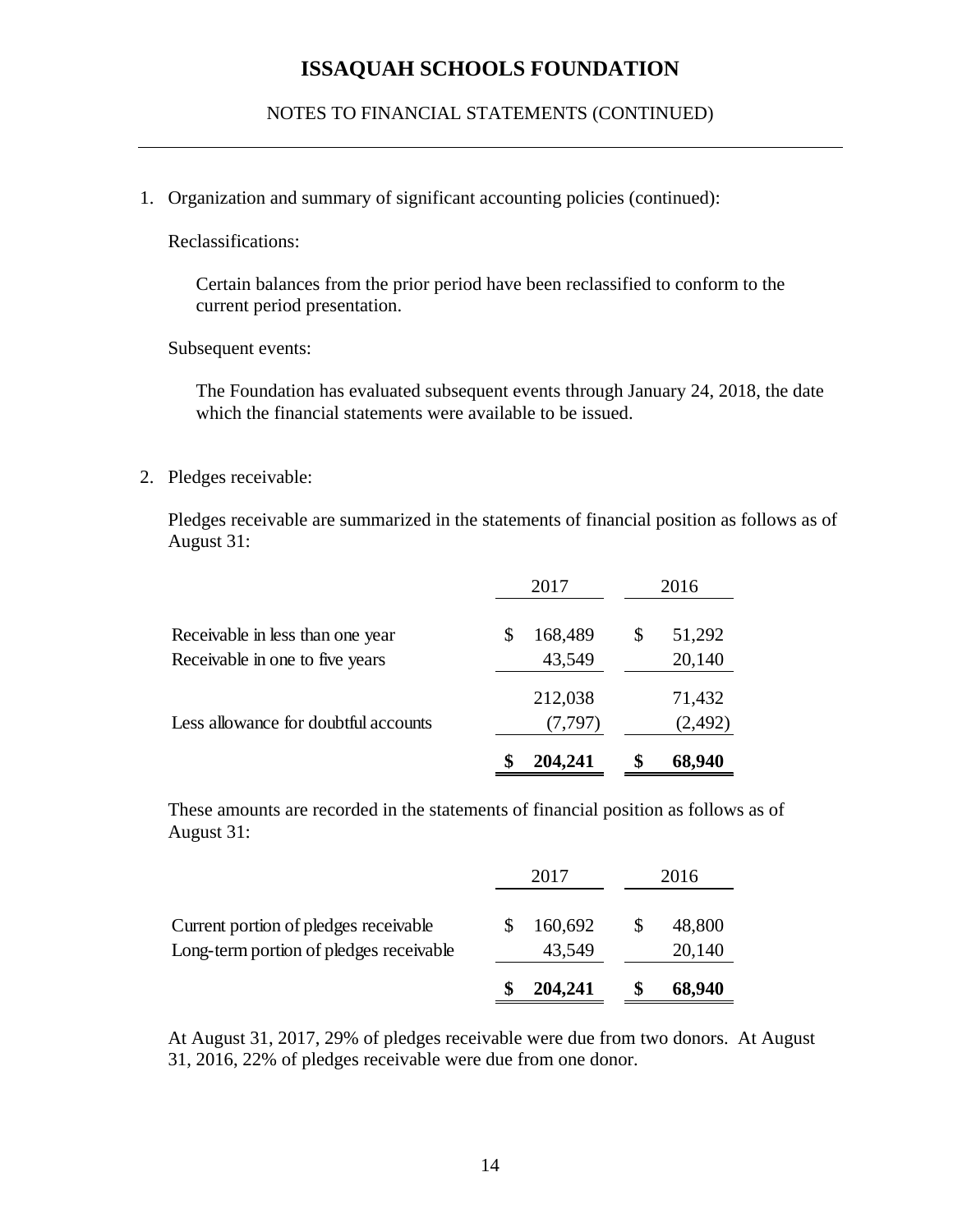# ISSAQUAH SCHOOLS FOUNDATION

NOTES TO FINANCIAL STATEMENTS (CONTINUED)

1. Organization and summary of significant accounting policies (continued):

   Reclassifications:

   Certain balances from the prior period have been reclassified to conform to the current period presentation.

   Subsequent events:

   The Foundation has evaluated subsequent events through January 24, 2018, the date which the financial statements were available to be issued.

2. Pledges receivable:

   Pledges receivable are summarized in the statements of financial position as follows as of August 31:

| | 2017 | 2016 |
|---|---|---|
| Receivable in less than one year | $ 168,489 | $ 51,292 |
| Receivable in one to five years | 43,549 | 20,140 |
| | 212,038 | 71,432 |
| Less allowance for doubtful accounts | (7,797) | (2,492) |
| | **$ 204,241** | **$ 68,940** |

   These amounts are recorded in the statements of financial position as follows as of August 31:

| | 2017 | 2016 |
|---|---|---|
| Current portion of pledges receivable | $ 160,692 | $ 48,800 |
| Long-term portion of pledges receivable | 43,549 | 20,140 |
| | **$ 204,241** | **$ 68,940** |

   At August 31, 2017, 29% of pledges receivable were due from two donors. At August 31, 2016, 22% of pledges receivable were due from one donor.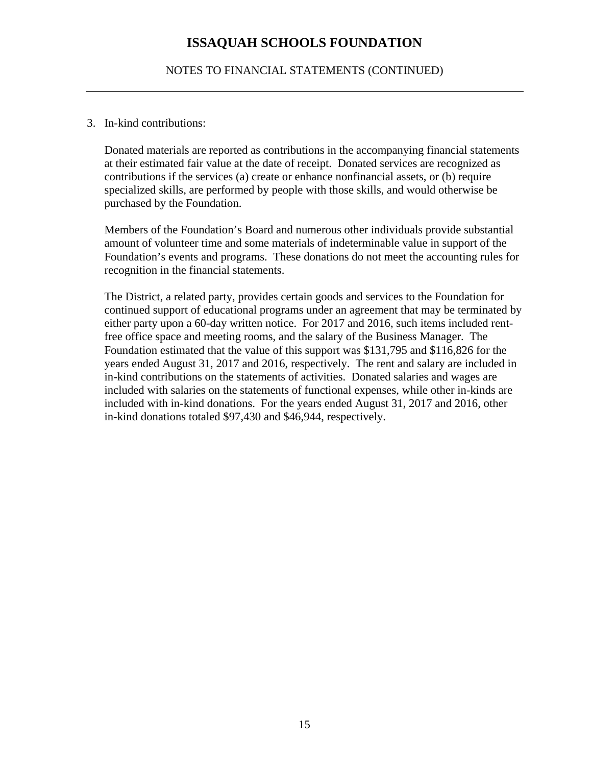3. In-kind contributions:

Donated materials are reported as contributions in the accompanying financial statements at their estimated fair value at the date of receipt. Donated services are recognized as contributions if the services (a) create or enhance nonfinancial assets, or (b) require specialized skills, are performed by people with those skills, and would otherwise be purchased by the Foundation.

Members of the Foundation's Board and numerous other individuals provide substantial amount of volunteer time and some materials of indeterminable value in support of the Foundation's events and programs. These donations do not meet the accounting rules for recognition in the financial statements.

The District, a related party, provides certain goods and services to the Foundation for continued support of educational programs under an agreement that may be terminated by either party upon a 60-day written notice. For 2017 and 2016, such items included rent-free office space and meeting rooms, and the salary of the Business Manager. The Foundation estimated that the value of this support was $131,795 and $116,826 for the years ended August 31, 2017 and 2016, respectively. The rent and salary are included in in-kind contributions on the statements of activities. Donated salaries and wages are included with salaries on the statements of functional expenses, while other in-kinds are included with in-kind donations. For the years ended August 31, 2017 and 2016, other in-kind donations totaled $97,430 and $46,944, respectively.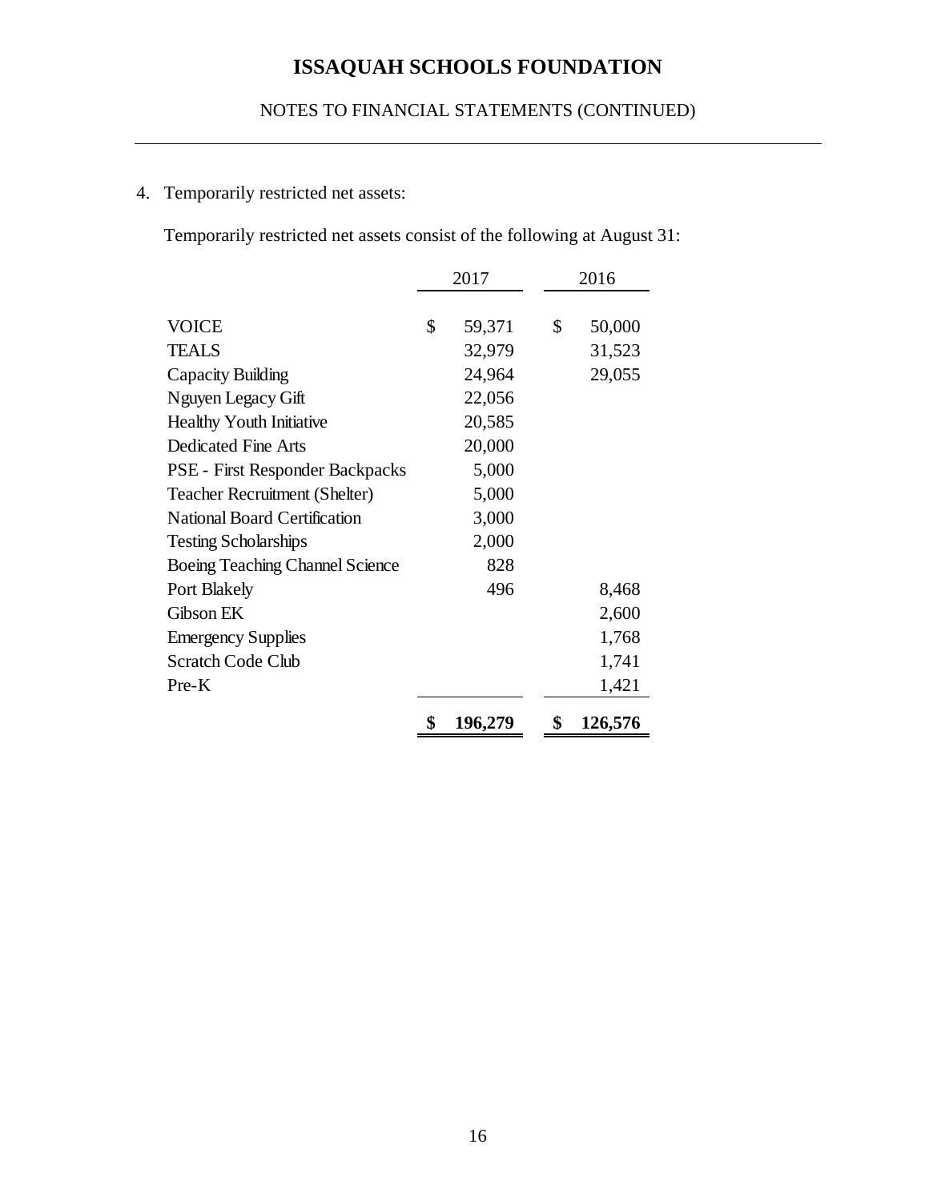# ISSAQUAH SCHOOLS FOUNDATION

NOTES TO FINANCIAL STATEMENTS (CONTINUED)

4. Temporarily restricted net assets:

Temporarily restricted net assets consist of the following at August 31:

| | 2017 | 2016 |
|---|---|---|
| VOICE | $ 59,371 | $ 50,000 |
| TEALS | 32,979 | 31,523 |
| Capacity Building | 24,964 | 29,055 |
| Nguyen Legacy Gift | 22,056 | |
| Healthy Youth Initiative | 20,585 | |
| Dedicated Fine Arts | 20,000 | |
| PSE - First Responder Backpacks | 5,000 | |
| Teacher Recruitment (Shelter) | 5,000 | |
| National Board Certification | 3,000 | |
| Testing Scholarships | 2,000 | |
| Boeing Teaching Channel Science | 828 | |
| Port Blakely | 496 | 8,468 |
| Gibson EK | | 2,600 |
| Emergency Supplies | | 1,768 |
| Scratch Code Club | | 1,741 |
| Pre-K | | 1,421 |
| | **$ 196,279** | **$ 126,576** |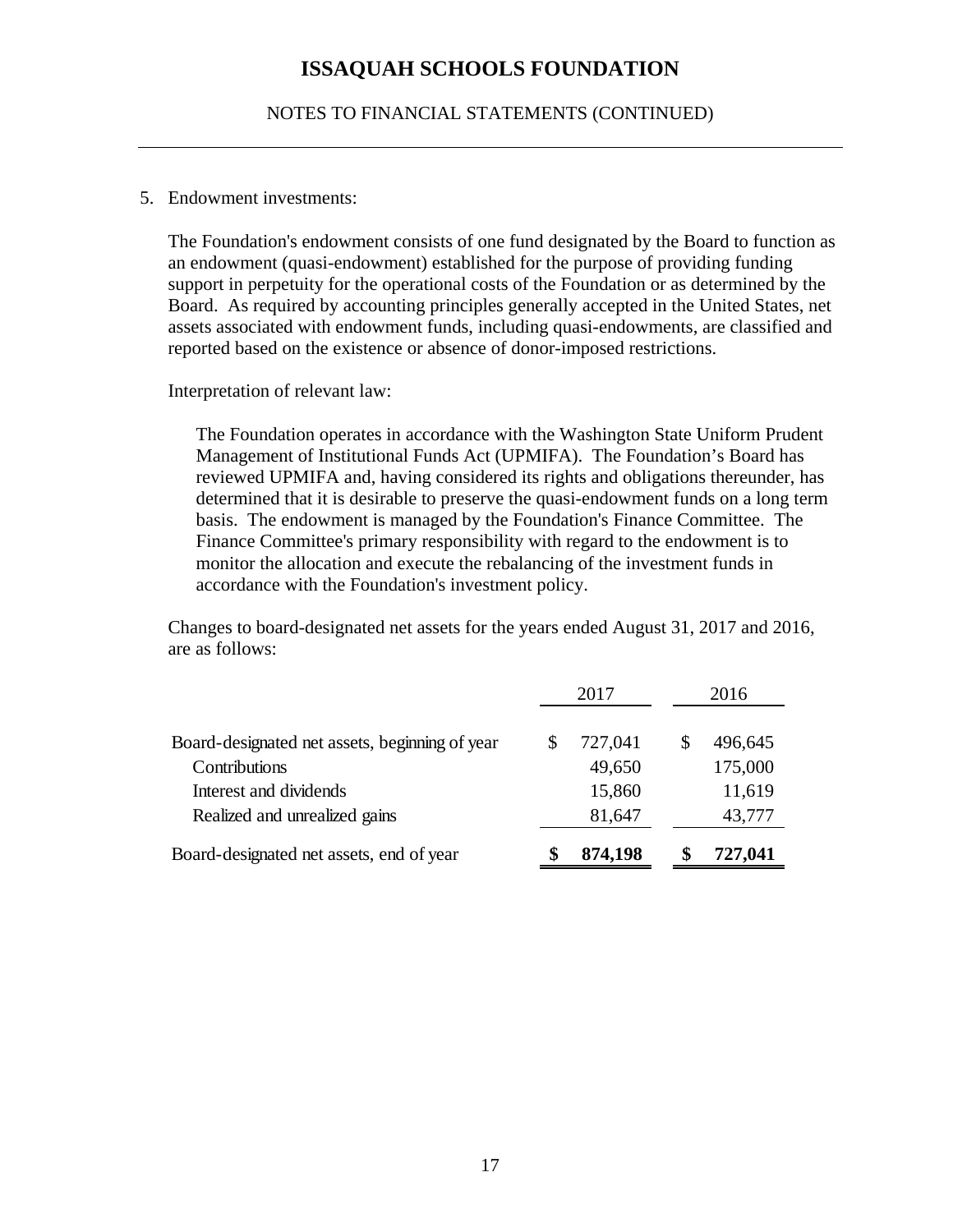# ISSAQUAH SCHOOLS FOUNDATION

NOTES TO FINANCIAL STATEMENTS (CONTINUED)

5. Endowment investments:

The Foundation's endowment consists of one fund designated by the Board to function as an endowment (quasi-endowment) established for the purpose of providing funding support in perpetuity for the operational costs of the Foundation or as determined by the Board. As required by accounting principles generally accepted in the United States, net assets associated with endowment funds, including quasi-endowments, are classified and reported based on the existence or absence of donor-imposed restrictions.

Interpretation of relevant law:

The Foundation operates in accordance with the Washington State Uniform Prudent Management of Institutional Funds Act (UPMIFA). The Foundation's Board has reviewed UPMIFA and, having considered its rights and obligations thereunder, has determined that it is desirable to preserve the quasi-endowment funds on a long term basis. The endowment is managed by the Foundation's Finance Committee. The Finance Committee's primary responsibility with regard to the endowment is to monitor the allocation and execute the rebalancing of the investment funds in accordance with the Foundation's investment policy.

Changes to board-designated net assets for the years ended August 31, 2017 and 2016, are as follows:

| | 2017 | 2016 |
|---|---|---|
| Board-designated net assets, beginning of year | $ 727,041 | $ 496,645 |
| Contributions | 49,650 | 175,000 |
| Interest and dividends | 15,860 | 11,619 |
| Realized and unrealized gains | 81,647 | 43,777 |
| Board-designated net assets, end of year | **$ 874,198** | **$ 727,041** |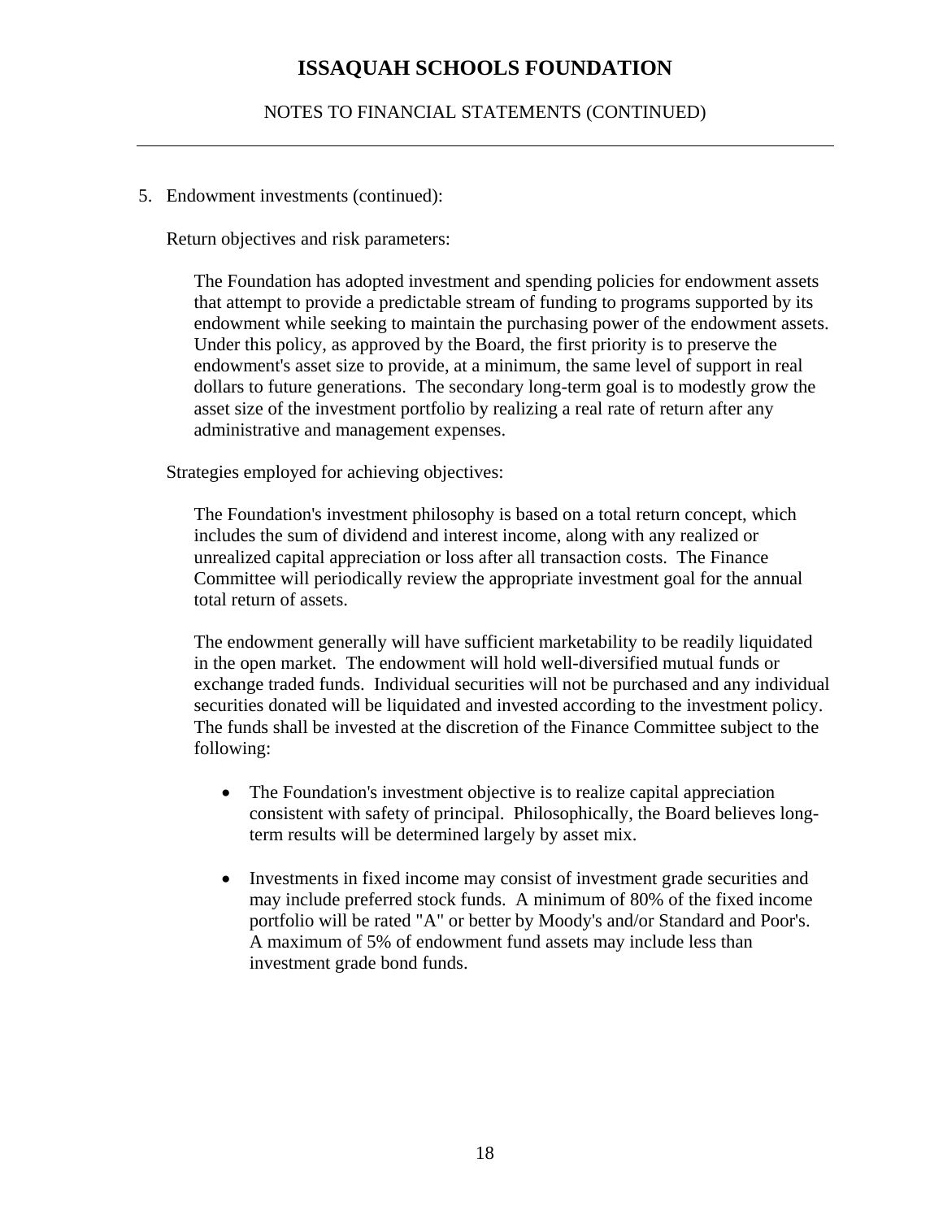# ISSAQUAH SCHOOLS FOUNDATION

NOTES TO FINANCIAL STATEMENTS (CONTINUED)

---

5. Endowment investments (continued):

Return objectives and risk parameters:

The Foundation has adopted investment and spending policies for endowment assets that attempt to provide a predictable stream of funding to programs supported by its endowment while seeking to maintain the purchasing power of the endowment assets. Under this policy, as approved by the Board, the first priority is to preserve the endowment's asset size to provide, at a minimum, the same level of support in real dollars to future generations. The secondary long-term goal is to modestly grow the asset size of the investment portfolio by realizing a real rate of return after any administrative and management expenses.

Strategies employed for achieving objectives:

The Foundation's investment philosophy is based on a total return concept, which includes the sum of dividend and interest income, along with any realized or unrealized capital appreciation or loss after all transaction costs. The Finance Committee will periodically review the appropriate investment goal for the annual total return of assets.

The endowment generally will have sufficient marketability to be readily liquidated in the open market. The endowment will hold well-diversified mutual funds or exchange traded funds. Individual securities will not be purchased and any individual securities donated will be liquidated and invested according to the investment policy. The funds shall be invested at the discretion of the Finance Committee subject to the following:

- The Foundation's investment objective is to realize capital appreciation consistent with safety of principal. Philosophically, the Board believes long-term results will be determined largely by asset mix.

- Investments in fixed income may consist of investment grade securities and may include preferred stock funds. A minimum of 80% of the fixed income portfolio will be rated "A" or better by Moody's and/or Standard and Poor's. A maximum of 5% of endowment fund assets may include less than investment grade bond funds.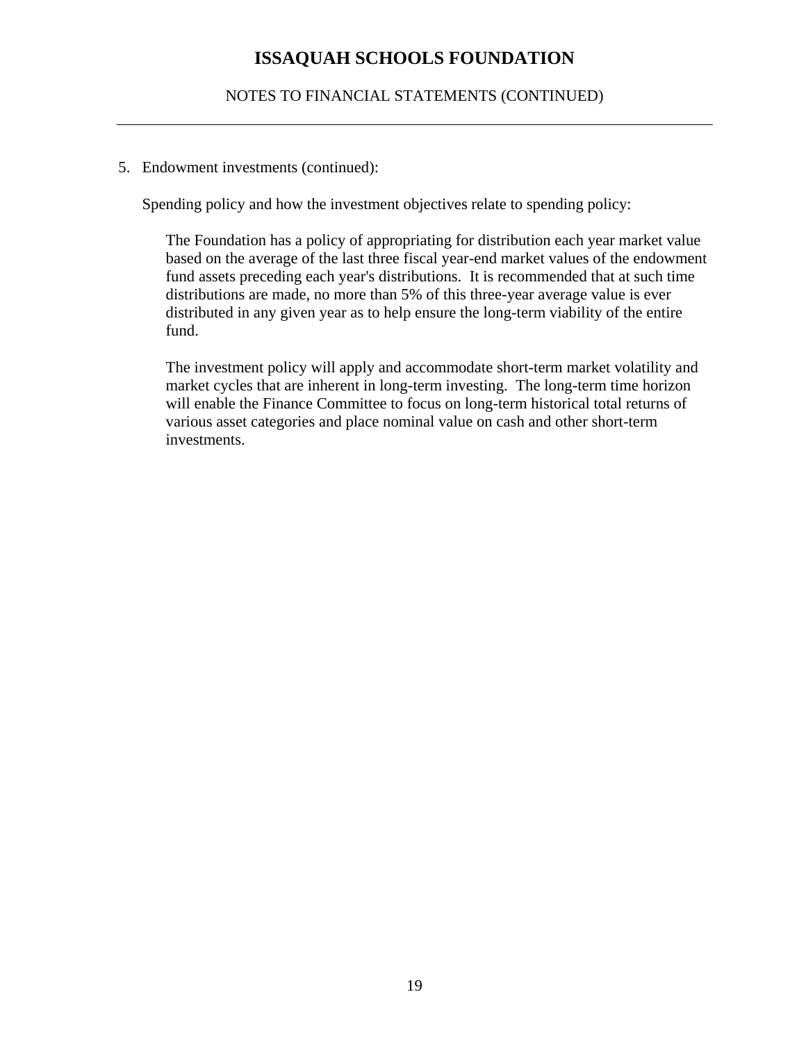# ISSAQUAH SCHOOLS FOUNDATION

NOTES TO FINANCIAL STATEMENTS (CONTINUED)

5. Endowment investments (continued):

Spending policy and how the investment objectives relate to spending policy:

The Foundation has a policy of appropriating for distribution each year market value based on the average of the last three fiscal year-end market values of the endowment fund assets preceding each year's distributions. It is recommended that at such time distributions are made, no more than 5% of this three-year average value is ever distributed in any given year as to help ensure the long-term viability of the entire fund.

The investment policy will apply and accommodate short-term market volatility and market cycles that are inherent in long-term investing. The long-term time horizon will enable the Finance Committee to focus on long-term historical total returns of various asset categories and place nominal value on cash and other short-term investments.